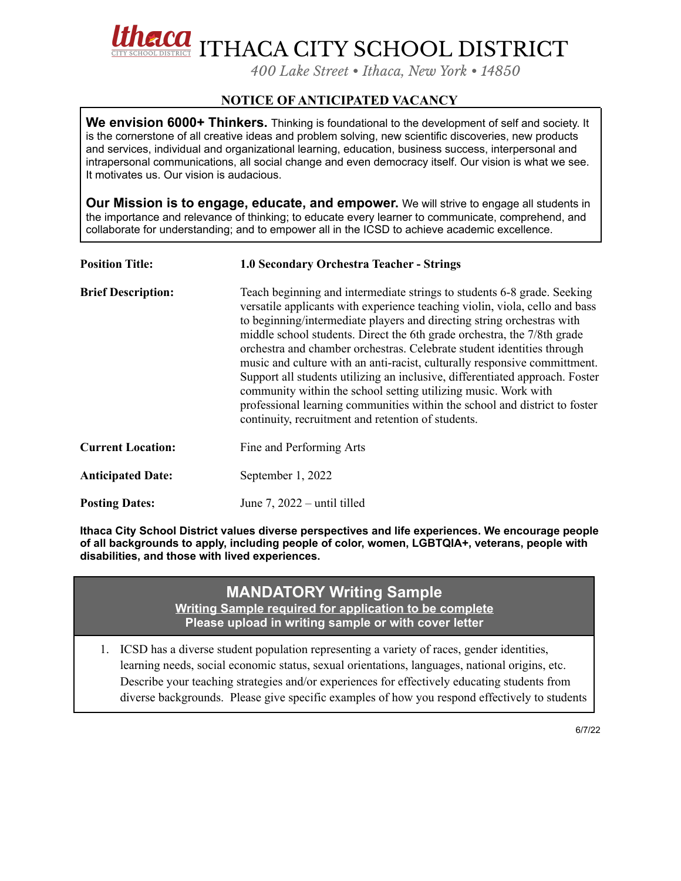# ITHACA CITY SCHOOL DISTRICT

*400 Lake Street • Ithaca, New York • 14850*

## NOTICE OF ANTICIPATED VACANCY

**We envision 6000+ Thinkers.** Thinking is foundational to the development of self and society. It is the cornerstone of all creative ideas and problem solving, new scientific discoveries, new products and services, individual and organizational learning, education, business success, interpersonal and intrapersonal communications, all social change and even democracy itself. Our vision is what we see. It motivates us. Our vision is audacious.

**Our Mission is to engage, educate, and empower.** We will strive to engage all students in the importance and relevance of thinking; to educate every learner to communicate, comprehend, and collaborate for understanding; and to empower all in the ICSD to achieve academic excellence.

**Position Title:** **1.0 Secondary Orchestra Teacher - Strings**

**Brief Description:** Teach beginning and intermediate strings to students 6-8 grade. Seeking versatile applicants with experience teaching violin, viola, cello and bass to beginning/intermediate players and directing string orchestras with middle school students. Direct the 6th grade orchestra, the 7/8th grade orchestra and chamber orchestras. Celebrate student identities through music and culture with an anti-racist, culturally responsive committment. Support all students utilizing an inclusive, differentiated approach. Foster community within the school setting utilizing music. Work with professional learning communities within the school and district to foster continuity, recruitment and retention of students.

**Current Location:** Fine and Performing Arts

**Anticipated Date:** September 1, 2022

**Posting Dates:** June 7, 2022 – until tilled

**Ithaca City School District values diverse perspectives and life experiences. We encourage people of all backgrounds to apply, including people of color, women, LGBTQIA+, veterans, people with disabilities, and those with lived experiences.**

### MANDATORY Writing Sample

**Writing Sample required for application to be complete**

**Please upload in writing sample or with cover letter**

1. ICSD has a diverse student population representing a variety of races, gender identities, learning needs, social economic status, sexual orientations, languages, national origins, etc. Describe your teaching strategies and/or experiences for effectively educating students from diverse backgrounds. Please give specific examples of how you respond effectively to students

6/7/22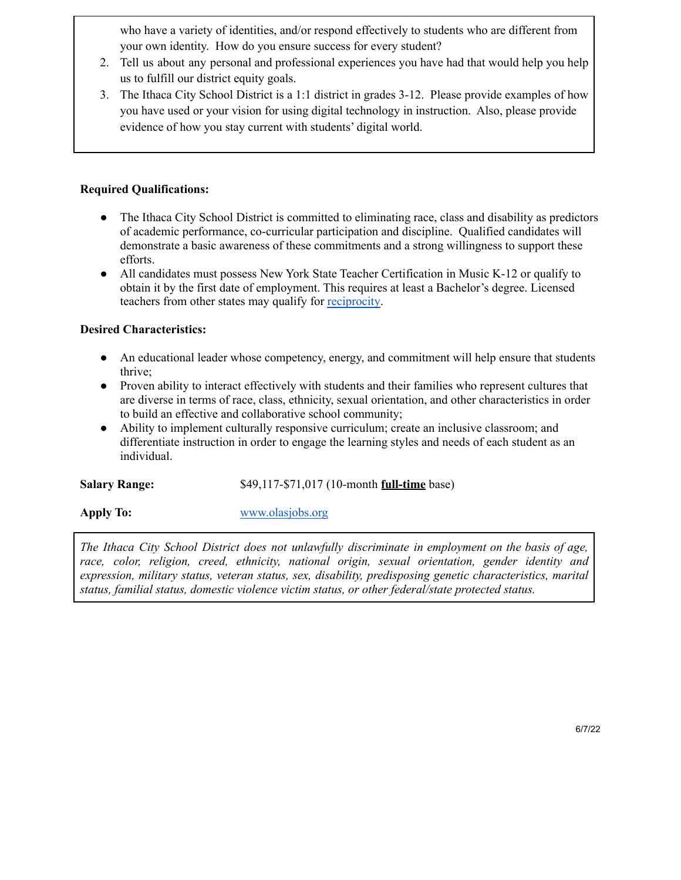who have a variety of identities, and/or respond effectively to students who are different from your own identity. How do you ensure success for every student?

2. Tell us about any personal and professional experiences you have had that would help you help us to fulfill our district equity goals.
3. The Ithaca City School District is a 1:1 district in grades 3-12. Please provide examples of how you have used or your vision for using digital technology in instruction. Also, please provide evidence of how you stay current with students' digital world.

**Required Qualifications:**

- The Ithaca City School District is committed to eliminating race, class and disability as predictors of academic performance, co-curricular participation and discipline. Qualified candidates will demonstrate a basic awareness of these commitments and a strong willingness to support these efforts.
- All candidates must possess New York State Teacher Certification in Music K-12 or qualify to obtain it by the first date of employment. This requires at least a Bachelor's degree. Licensed teachers from other states may qualify for reciprocity.

**Desired Characteristics:**

- An educational leader whose competency, energy, and commitment will help ensure that students thrive;
- Proven ability to interact effectively with students and their families who represent cultures that are diverse in terms of race, class, ethnicity, sexual orientation, and other characteristics in order to build an effective and collaborative school community;
- Ability to implement culturally responsive curriculum; create an inclusive classroom; and differentiate instruction in order to engage the learning styles and needs of each student as an individual.

**Salary Range:** $49,117-$71,017 (10-month **full-time** base)

**Apply To:** www.olasjobs.org

*The Ithaca City School District does not unlawfully discriminate in employment on the basis of age, race, color, religion, creed, ethnicity, national origin, sexual orientation, gender identity and expression, military status, veteran status, sex, disability, predisposing genetic characteristics, marital status, familial status, domestic violence victim status, or other federal/state protected status.*

6/7/22